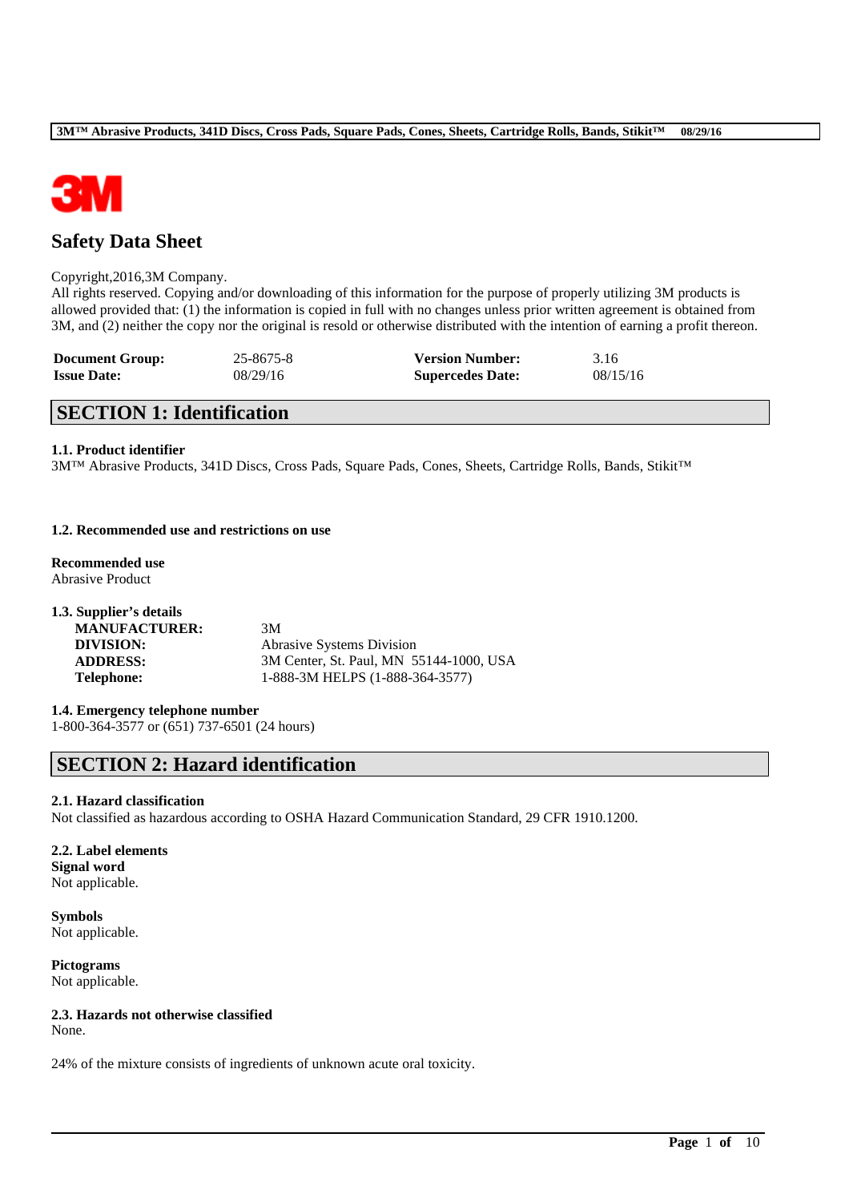# Safety Data Sheet

Copyright,2016,3M Company.
All rights reserved. Copying and/or downloading of this information for the purpose of properly utilizing 3M products is allowed provided that: (1) the information is copied in full with no changes unless prior written agreement is obtained from 3M, and (2) neither the copy nor the original is resold or otherwise distributed with the intention of earning a profit thereon.

| | | | |
|---|---|---|---|
| **Document Group:** | 25-8675-8 | **Version Number:** | 3.16 |
| **Issue Date:** | 08/29/16 | **Supercedes Date:** | 08/15/16 |

## SECTION 1: Identification

**1.1. Product identifier**
3M™ Abrasive Products, 341D Discs, Cross Pads, Square Pads, Cones, Sheets, Cartridge Rolls, Bands, Stikit™

**1.2. Recommended use and restrictions on use**

**Recommended use**
Abrasive Product

**1.3. Supplier's details**

| | |
|---|---|
| **MANUFACTURER:** | 3M |
| **DIVISION:** | Abrasive Systems Division |
| **ADDRESS:** | 3M Center, St. Paul, MN 55144-1000, USA |
| **Telephone:** | 1-888-3M HELPS (1-888-364-3577) |

**1.4. Emergency telephone number**
1-800-364-3577 or (651) 737-6501 (24 hours)

## SECTION 2: Hazard identification

**2.1. Hazard classification**
Not classified as hazardous according to OSHA Hazard Communication Standard, 29 CFR 1910.1200.

**2.2. Label elements**
**Signal word**
Not applicable.

**Symbols**
Not applicable.

**Pictograms**
Not applicable.

**2.3. Hazards not otherwise classified**
None.

24% of the mixture consists of ingredients of unknown acute oral toxicity.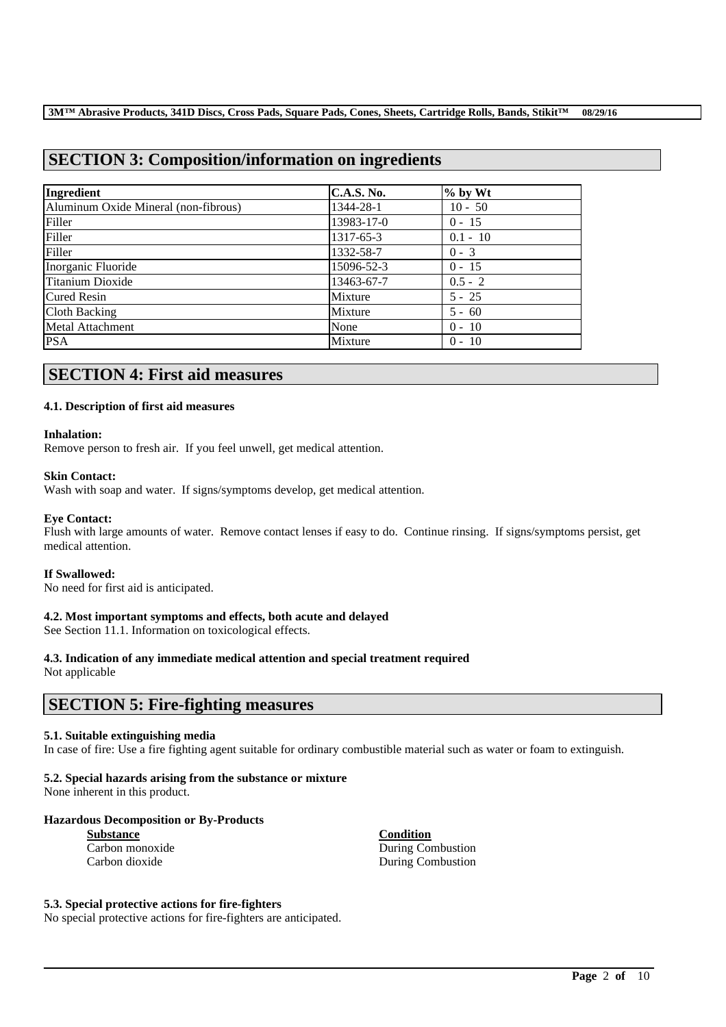## SECTION 3: Composition/information on ingredients

| Ingredient | C.A.S. No. | % by Wt |
| --- | --- | --- |
| Aluminum Oxide Mineral (non-fibrous) | 1344-28-1 | 10 - 50 |
| Filler | 13983-17-0 | 0 - 15 |
| Filler | 1317-65-3 | 0.1 - 10 |
| Filler | 1332-58-7 | 0 - 3 |
| Inorganic Fluoride | 15096-52-3 | 0 - 15 |
| Titanium Dioxide | 13463-67-7 | 0.5 - 2 |
| Cured Resin | Mixture | 5 - 25 |
| Cloth Backing | Mixture | 5 - 60 |
| Metal Attachment | None | 0 - 10 |
| PSA | Mixture | 0 - 10 |

## SECTION 4: First aid measures

### 4.1. Description of first aid measures

**Inhalation:**
Remove person to fresh air. If you feel unwell, get medical attention.

**Skin Contact:**
Wash with soap and water. If signs/symptoms develop, get medical attention.

**Eye Contact:**
Flush with large amounts of water. Remove contact lenses if easy to do. Continue rinsing. If signs/symptoms persist, get medical attention.

**If Swallowed:**
No need for first aid is anticipated.

### 4.2. Most important symptoms and effects, both acute and delayed

See Section 11.1. Information on toxicological effects.

### 4.3. Indication of any immediate medical attention and special treatment required

Not applicable

## SECTION 5: Fire-fighting measures

### 5.1. Suitable extinguishing media

In case of fire: Use a fire fighting agent suitable for ordinary combustible material such as water or foam to extinguish.

### 5.2. Special hazards arising from the substance or mixture

None inherent in this product.

**Hazardous Decomposition or By-Products**

| Substance | Condition |
| --- | --- |
| Carbon monoxide | During Combustion |
| Carbon dioxide | During Combustion |

### 5.3. Special protective actions for fire-fighters

No special protective actions for fire-fighters are anticipated.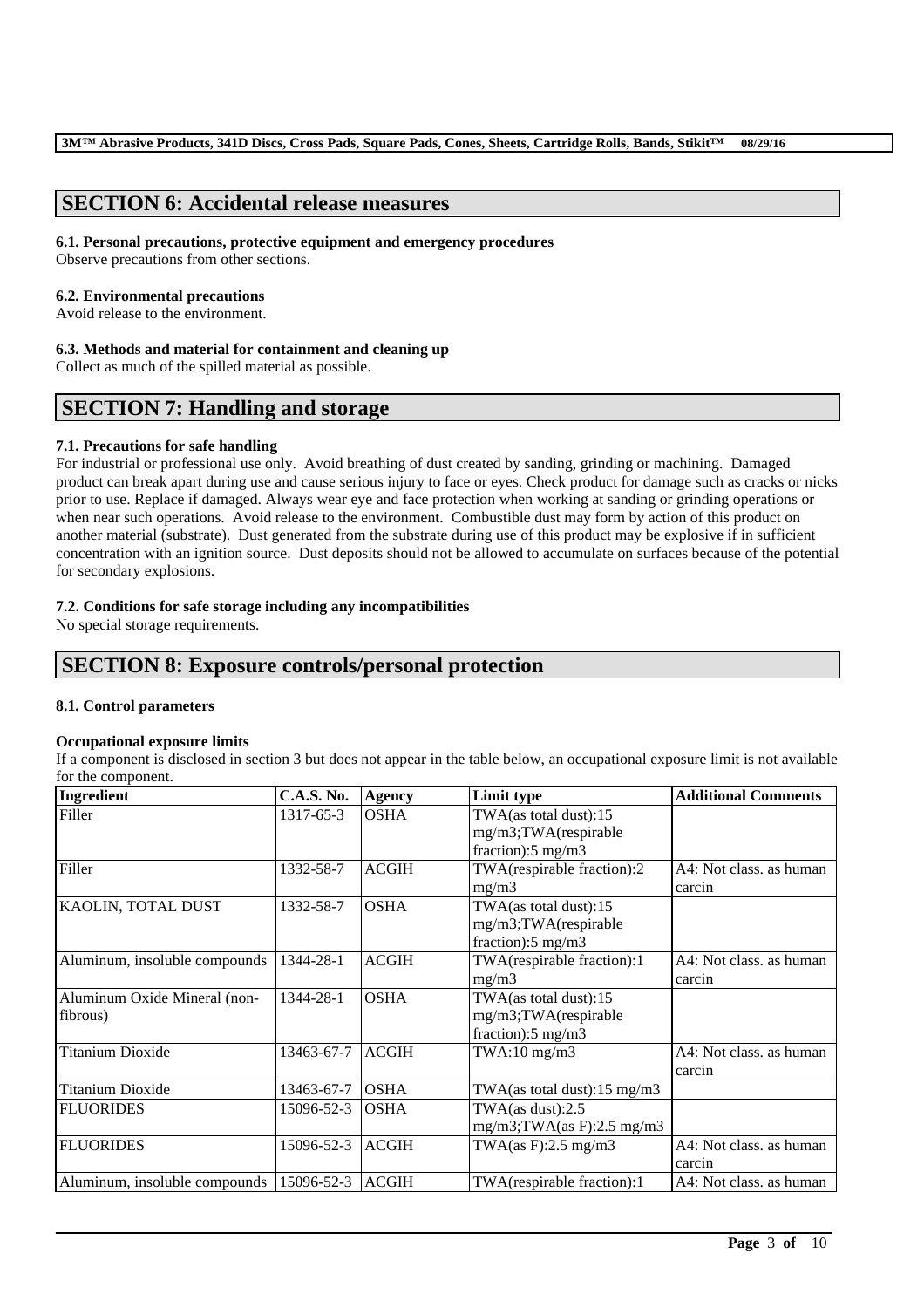## SECTION 6: Accidental release measures

### 6.1. Personal precautions, protective equipment and emergency procedures

Observe precautions from other sections.

### 6.2. Environmental precautions

Avoid release to the environment.

### 6.3. Methods and material for containment and cleaning up

Collect as much of the spilled material as possible.

## SECTION 7: Handling and storage

### 7.1. Precautions for safe handling

For industrial or professional use only. Avoid breathing of dust created by sanding, grinding or machining. Damaged product can break apart during use and cause serious injury to face or eyes. Check product for damage such as cracks or nicks prior to use. Replace if damaged. Always wear eye and face protection when working at sanding or grinding operations or when near such operations. Avoid release to the environment. Combustible dust may form by action of this product on another material (substrate). Dust generated from the substrate during use of this product may be explosive if in sufficient concentration with an ignition source. Dust deposits should not be allowed to accumulate on surfaces because of the potential for secondary explosions.

### 7.2. Conditions for safe storage including any incompatibilities

No special storage requirements.

## SECTION 8: Exposure controls/personal protection

### 8.1. Control parameters

**Occupational exposure limits**

If a component is disclosed in section 3 but does not appear in the table below, an occupational exposure limit is not available for the component.

| Ingredient | C.A.S. No. | Agency | Limit type | Additional Comments |
|---|---|---|---|---|
| Filler | 1317-65-3 | OSHA | TWA(as total dust):15 mg/m3;TWA(respirable fraction):5 mg/m3 | |
| Filler | 1332-58-7 | ACGIH | TWA(respirable fraction):2 mg/m3 | A4: Not class. as human carcin |
| KAOLIN, TOTAL DUST | 1332-58-7 | OSHA | TWA(as total dust):15 mg/m3;TWA(respirable fraction):5 mg/m3 | |
| Aluminum, insoluble compounds | 1344-28-1 | ACGIH | TWA(respirable fraction):1 mg/m3 | A4: Not class. as human carcin |
| Aluminum Oxide Mineral (non-fibrous) | 1344-28-1 | OSHA | TWA(as total dust):15 mg/m3;TWA(respirable fraction):5 mg/m3 | |
| Titanium Dioxide | 13463-67-7 | ACGIH | TWA:10 mg/m3 | A4: Not class. as human carcin |
| Titanium Dioxide | 13463-67-7 | OSHA | TWA(as total dust):15 mg/m3 | |
| FLUORIDES | 15096-52-3 | OSHA | TWA(as dust):2.5 mg/m3;TWA(as F):2.5 mg/m3 | |
| FLUORIDES | 15096-52-3 | ACGIH | TWA(as F):2.5 mg/m3 | A4: Not class. as human carcin |
| Aluminum, insoluble compounds | 15096-52-3 | ACGIH | TWA(respirable fraction):1 | A4: Not class. as human |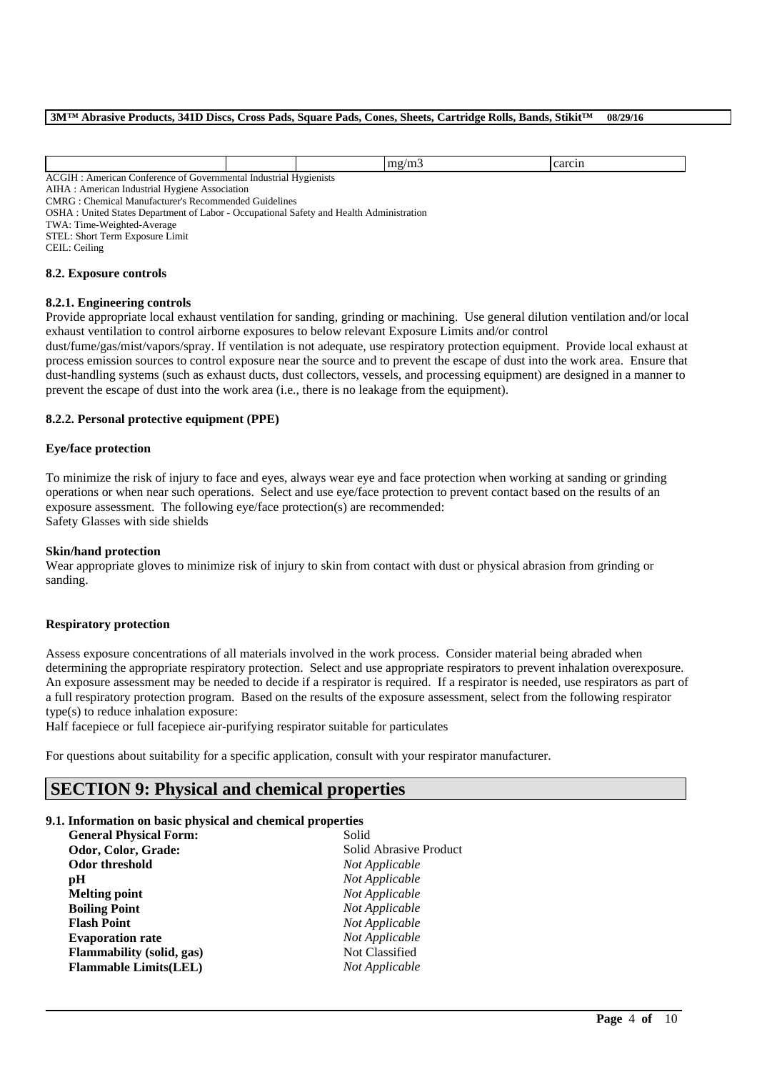| | | | mg/m3 | carcin |
|---|---|---|---|---|

ACGIH : American Conference of Governmental Industrial Hygienists
AIHA : American Industrial Hygiene Association
CMRG : Chemical Manufacturer's Recommended Guidelines
OSHA : United States Department of Labor - Occupational Safety and Health Administration
TWA: Time-Weighted-Average
STEL: Short Term Exposure Limit
CEIL: Ceiling

**8.2. Exposure controls**

**8.2.1. Engineering controls**

Provide appropriate local exhaust ventilation for sanding, grinding or machining. Use general dilution ventilation and/or local exhaust ventilation to control airborne exposures to below relevant Exposure Limits and/or control dust/fume/gas/mist/vapors/spray. If ventilation is not adequate, use respiratory protection equipment. Provide local exhaust at process emission sources to control exposure near the source and to prevent the escape of dust into the work area. Ensure that dust-handling systems (such as exhaust ducts, dust collectors, vessels, and processing equipment) are designed in a manner to prevent the escape of dust into the work area (i.e., there is no leakage from the equipment).

**8.2.2. Personal protective equipment (PPE)**

**Eye/face protection**

To minimize the risk of injury to face and eyes, always wear eye and face protection when working at sanding or grinding operations or when near such operations. Select and use eye/face protection to prevent contact based on the results of an exposure assessment. The following eye/face protection(s) are recommended:
Safety Glasses with side shields

**Skin/hand protection**

Wear appropriate gloves to minimize risk of injury to skin from contact with dust or physical abrasion from grinding or sanding.

**Respiratory protection**

Assess exposure concentrations of all materials involved in the work process. Consider material being abraded when determining the appropriate respiratory protection. Select and use appropriate respirators to prevent inhalation overexposure. An exposure assessment may be needed to decide if a respirator is required. If a respirator is needed, use respirators as part of a full respiratory protection program. Based on the results of the exposure assessment, select from the following respirator type(s) to reduce inhalation exposure:
Half facepiece or full facepiece air-purifying respirator suitable for particulates

For questions about suitability for a specific application, consult with your respirator manufacturer.

## SECTION 9: Physical and chemical properties

**9.1. Information on basic physical and chemical properties**

| | |
|---|---|
| **General Physical Form:** | Solid |
| **Odor, Color, Grade:** | Solid Abrasive Product |
| **Odor threshold** | *Not Applicable* |
| **pH** | *Not Applicable* |
| **Melting point** | *Not Applicable* |
| **Boiling Point** | *Not Applicable* |
| **Flash Point** | *Not Applicable* |
| **Evaporation rate** | *Not Applicable* |
| **Flammability (solid, gas)** | Not Classified |
| **Flammable Limits(LEL)** | *Not Applicable* |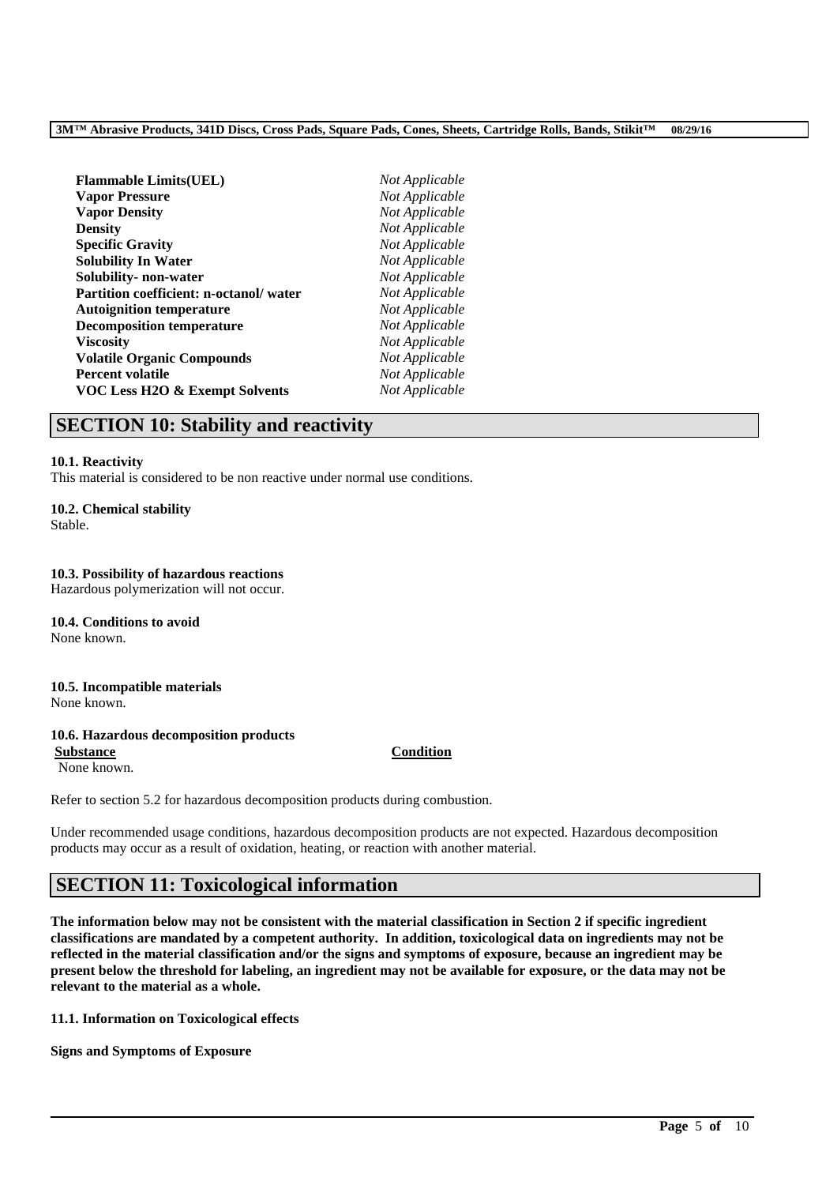| | |
|---|---|
| **Flammable Limits(UEL)** | *Not Applicable* |
| **Vapor Pressure** | *Not Applicable* |
| **Vapor Density** | *Not Applicable* |
| **Density** | *Not Applicable* |
| **Specific Gravity** | *Not Applicable* |
| **Solubility In Water** | *Not Applicable* |
| **Solubility- non-water** | *Not Applicable* |
| **Partition coefficient: n-octanol/ water** | *Not Applicable* |
| **Autoignition temperature** | *Not Applicable* |
| **Decomposition temperature** | *Not Applicable* |
| **Viscosity** | *Not Applicable* |
| **Volatile Organic Compounds** | *Not Applicable* |
| **Percent volatile** | *Not Applicable* |
| **VOC Less H2O & Exempt Solvents** | *Not Applicable* |

## SECTION 10: Stability and reactivity

**10.1. Reactivity**
This material is considered to be non reactive under normal use conditions.

**10.2. Chemical stability**
Stable.

**10.3. Possibility of hazardous reactions**
Hazardous polymerization will not occur.

**10.4. Conditions to avoid**
None known.

**10.5. Incompatible materials**
None known.

**10.6. Hazardous decomposition products**

| Substance | Condition |
|---|---|
| None known. | |

Refer to section 5.2 for hazardous decomposition products during combustion.

Under recommended usage conditions, hazardous decomposition products are not expected. Hazardous decomposition products may occur as a result of oxidation, heating, or reaction with another material.

## SECTION 11: Toxicological information

**The information below may not be consistent with the material classification in Section 2 if specific ingredient classifications are mandated by a competent authority. In addition, toxicological data on ingredients may not be reflected in the material classification and/or the signs and symptoms of exposure, because an ingredient may be present below the threshold for labeling, an ingredient may not be available for exposure, or the data may not be relevant to the material as a whole.**

**11.1. Information on Toxicological effects**

**Signs and Symptoms of Exposure**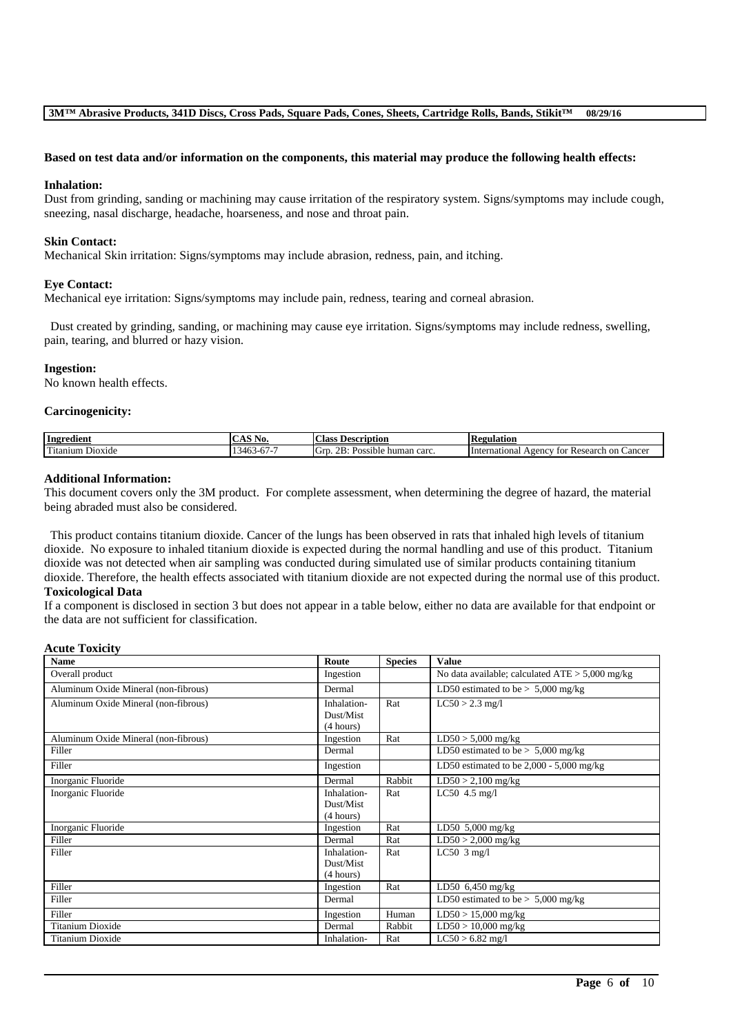**Based on test data and/or information on the components, this material may produce the following health effects:**

**Inhalation:**
Dust from grinding, sanding or machining may cause irritation of the respiratory system. Signs/symptoms may include cough, sneezing, nasal discharge, headache, hoarseness, and nose and throat pain.

**Skin Contact:**
Mechanical Skin irritation: Signs/symptoms may include abrasion, redness, pain, and itching.

**Eye Contact:**
Mechanical eye irritation: Signs/symptoms may include pain, redness, tearing and corneal abrasion.

Dust created by grinding, sanding, or machining may cause eye irritation. Signs/symptoms may include redness, swelling, pain, tearing, and blurred or hazy vision.

**Ingestion:**
No known health effects.

**Carcinogenicity:**

| Ingredient | CAS No. | Class Description | Regulation |
|---|---|---|---|
| Titanium Dioxide | 13463-67-7 | Grp. 2B: Possible human carc. | International Agency for Research on Cancer |

**Additional Information:**
This document covers only the 3M product. For complete assessment, when determining the degree of hazard, the material being abraded must also be considered.

This product contains titanium dioxide. Cancer of the lungs has been observed in rats that inhaled high levels of titanium dioxide. No exposure to inhaled titanium dioxide is expected during the normal handling and use of this product. Titanium dioxide was not detected when air sampling was conducted during simulated use of similar products containing titanium dioxide. Therefore, the health effects associated with titanium dioxide are not expected during the normal use of this product.

**Toxicological Data**
If a component is disclosed in section 3 but does not appear in a table below, either no data are available for that endpoint or the data are not sufficient for classification.

**Acute Toxicity**

| Name | Route | Species | Value |
|---|---|---|---|
| Overall product | Ingestion | | No data available; calculated ATE > 5,000 mg/kg |
| Aluminum Oxide Mineral (non-fibrous) | Dermal | | LD50 estimated to be > 5,000 mg/kg |
| Aluminum Oxide Mineral (non-fibrous) | Inhalation-Dust/Mist (4 hours) | Rat | LC50 > 2.3 mg/l |
| Aluminum Oxide Mineral (non-fibrous) | Ingestion | Rat | LD50 > 5,000 mg/kg |
| Filler | Dermal | | LD50 estimated to be > 5,000 mg/kg |
| Filler | Ingestion | | LD50 estimated to be 2,000 - 5,000 mg/kg |
| Inorganic Fluoride | Dermal | Rabbit | LD50 > 2,100 mg/kg |
| Inorganic Fluoride | Inhalation-Dust/Mist (4 hours) | Rat | LC50 4.5 mg/l |
| Inorganic Fluoride | Ingestion | Rat | LD50 5,000 mg/kg |
| Filler | Dermal | Rat | LD50 > 2,000 mg/kg |
| Filler | Inhalation-Dust/Mist (4 hours) | Rat | LC50 3 mg/l |
| Filler | Ingestion | Rat | LD50 6,450 mg/kg |
| Filler | Dermal | | LD50 estimated to be > 5,000 mg/kg |
| Filler | Ingestion | Human | LD50 > 15,000 mg/kg |
| Titanium Dioxide | Dermal | Rabbit | LD50 > 10,000 mg/kg |
| Titanium Dioxide | Inhalation- | Rat | LC50 > 6.82 mg/l |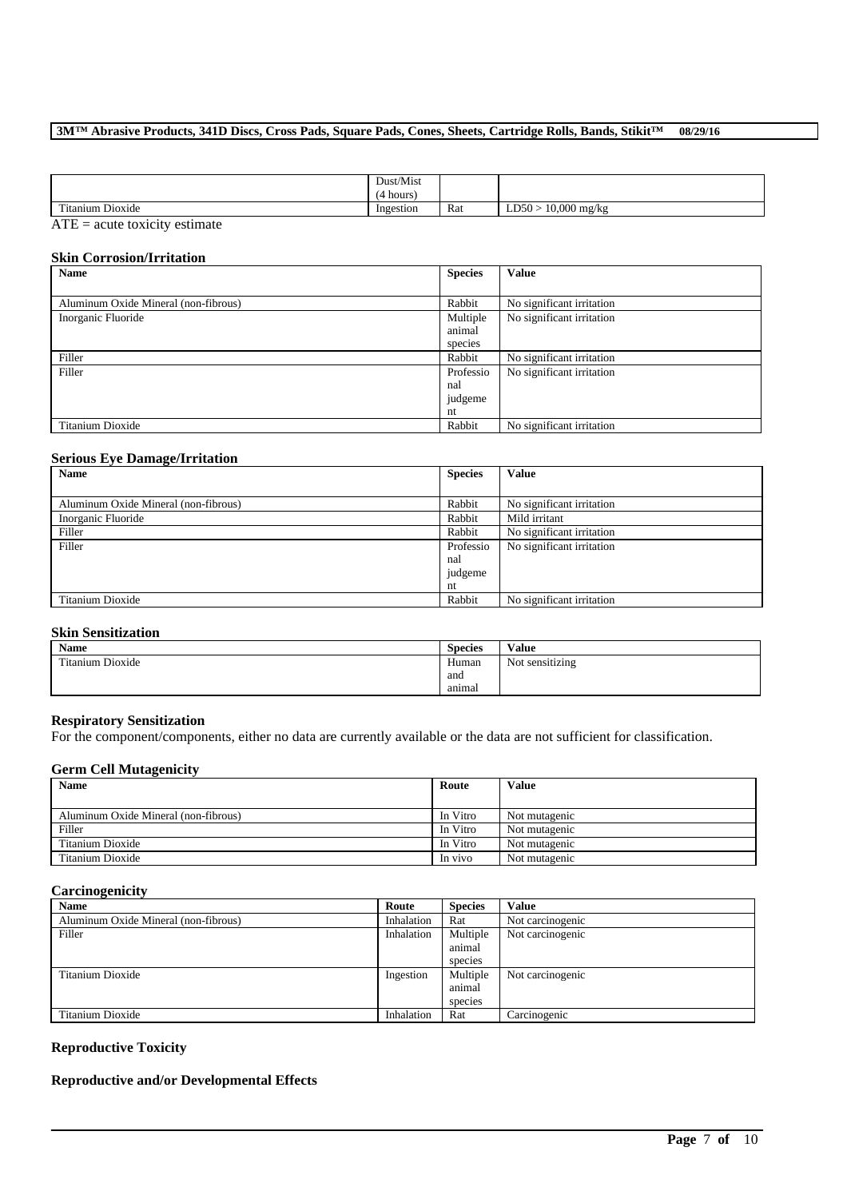|  | Dust/Mist (4 hours) |  |  |
| --- | --- | --- | --- |
| Titanium Dioxide | Ingestion | Rat | LD50 > 10,000 mg/kg |

ATE = acute toxicity estimate

**Skin Corrosion/Irritation**

| Name | Species | Value |
| --- | --- | --- |
| Aluminum Oxide Mineral (non-fibrous) | Rabbit | No significant irritation |
| Inorganic Fluoride | Multiple animal species | No significant irritation |
| Filler | Rabbit | No significant irritation |
| Filler | Professional judgement | No significant irritation |
| Titanium Dioxide | Rabbit | No significant irritation |

**Serious Eye Damage/Irritation**

| Name | Species | Value |
| --- | --- | --- |
| Aluminum Oxide Mineral (non-fibrous) | Rabbit | No significant irritation |
| Inorganic Fluoride | Rabbit | Mild irritant |
| Filler | Rabbit | No significant irritation |
| Filler | Professional judgement | No significant irritation |
| Titanium Dioxide | Rabbit | No significant irritation |

**Skin Sensitization**

| Name | Species | Value |
| --- | --- | --- |
| Titanium Dioxide | Human and animal | Not sensitizing |

**Respiratory Sensitization**

For the component/components, either no data are currently available or the data are not sufficient for classification.

**Germ Cell Mutagenicity**

| Name | Route | Value |
| --- | --- | --- |
| Aluminum Oxide Mineral (non-fibrous) | In Vitro | Not mutagenic |
| Filler | In Vitro | Not mutagenic |
| Titanium Dioxide | In Vitro | Not mutagenic |
| Titanium Dioxide | In vivo | Not mutagenic |

**Carcinogenicity**

| Name | Route | Species | Value |
| --- | --- | --- | --- |
| Aluminum Oxide Mineral (non-fibrous) | Inhalation | Rat | Not carcinogenic |
| Filler | Inhalation | Multiple animal species | Not carcinogenic |
| Titanium Dioxide | Ingestion | Multiple animal species | Not carcinogenic |
| Titanium Dioxide | Inhalation | Rat | Carcinogenic |

**Reproductive Toxicity**

**Reproductive and/or Developmental Effects**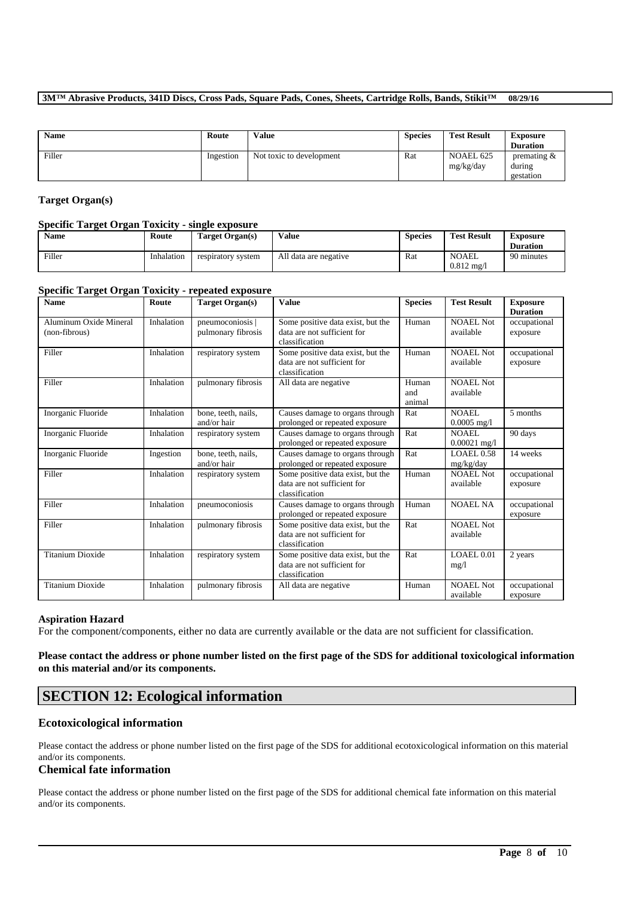| Name | Route | Value | Species | Test Result | Exposure Duration |
| --- | --- | --- | --- | --- | --- |
| Filler | Ingestion | Not toxic to development | Rat | NOAEL 625 mg/kg/day | premating & during gestation |

### Target Organ(s)

#### Specific Target Organ Toxicity - single exposure

| Name | Route | Target Organ(s) | Value | Species | Test Result | Exposure Duration |
| --- | --- | --- | --- | --- | --- | --- |
| Filler | Inhalation | respiratory system | All data are negative | Rat | NOAEL 0.812 mg/l | 90 minutes |

#### Specific Target Organ Toxicity - repeated exposure

| Name | Route | Target Organ(s) | Value | Species | Test Result | Exposure Duration |
| --- | --- | --- | --- | --- | --- | --- |
| Aluminum Oxide Mineral (non-fibrous) | Inhalation | pneumoconiosis \| pulmonary fibrosis | Some positive data exist, but the data are not sufficient for classification | Human | NOAEL Not available | occupational exposure |
| Filler | Inhalation | respiratory system | Some positive data exist, but the data are not sufficient for classification | Human | NOAEL Not available | occupational exposure |
| Filler | Inhalation | pulmonary fibrosis | All data are negative | Human and animal | NOAEL Not available | |
| Inorganic Fluoride | Inhalation | bone, teeth, nails, and/or hair | Causes damage to organs through prolonged or repeated exposure | Rat | NOAEL 0.0005 mg/l | 5 months |
| Inorganic Fluoride | Inhalation | respiratory system | Causes damage to organs through prolonged or repeated exposure | Rat | NOAEL 0.00021 mg/l | 90 days |
| Inorganic Fluoride | Ingestion | bone, teeth, nails, and/or hair | Causes damage to organs through prolonged or repeated exposure | Rat | LOAEL 0.58 mg/kg/day | 14 weeks |
| Filler | Inhalation | respiratory system | Some positive data exist, but the data are not sufficient for classification | Human | NOAEL Not available | occupational exposure |
| Filler | Inhalation | pneumoconiosis | Causes damage to organs through prolonged or repeated exposure | Human | NOAEL NA | occupational exposure |
| Filler | Inhalation | pulmonary fibrosis | Some positive data exist, but the data are not sufficient for classification | Rat | NOAEL Not available | |
| Titanium Dioxide | Inhalation | respiratory system | Some positive data exist, but the data are not sufficient for classification | Rat | LOAEL 0.01 mg/l | 2 years |
| Titanium Dioxide | Inhalation | pulmonary fibrosis | All data are negative | Human | NOAEL Not available | occupational exposure |

### Aspiration Hazard

For the component/components, either no data are currently available or the data are not sufficient for classification.

**Please contact the address or phone number listed on the first page of the SDS for additional toxicological information on this material and/or its components.**

## SECTION 12: Ecological information

### Ecotoxicological information

Please contact the address or phone number listed on the first page of the SDS for additional ecotoxicological information on this material and/or its components.

### Chemical fate information

Please contact the address or phone number listed on the first page of the SDS for additional chemical fate information on this material and/or its components.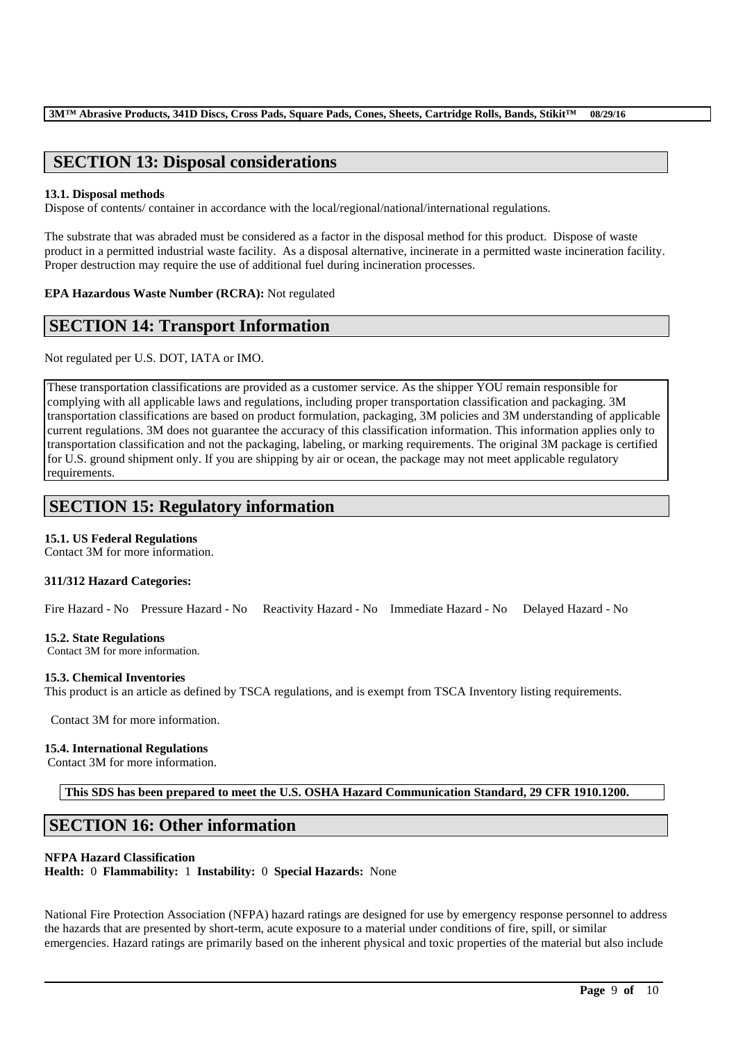## SECTION 13: Disposal considerations

**13.1. Disposal methods**

Dispose of contents/ container in accordance with the local/regional/national/international regulations.

The substrate that was abraded must be considered as a factor in the disposal method for this product. Dispose of waste product in a permitted industrial waste facility. As a disposal alternative, incinerate in a permitted waste incineration facility. Proper destruction may require the use of additional fuel during incineration processes.

**EPA Hazardous Waste Number (RCRA):** Not regulated

## SECTION 14: Transport Information

Not regulated per U.S. DOT, IATA or IMO.

These transportation classifications are provided as a customer service. As the shipper YOU remain responsible for complying with all applicable laws and regulations, including proper transportation classification and packaging. 3M transportation classifications are based on product formulation, packaging, 3M policies and 3M understanding of applicable current regulations. 3M does not guarantee the accuracy of this classification information. This information applies only to transportation classification and not the packaging, labeling, or marking requirements. The original 3M package is certified for U.S. ground shipment only. If you are shipping by air or ocean, the package may not meet applicable regulatory requirements.

## SECTION 15: Regulatory information

**15.1. US Federal Regulations**

Contact 3M for more information.

**311/312 Hazard Categories:**

Fire Hazard - No Pressure Hazard - No Reactivity Hazard - No Immediate Hazard - No Delayed Hazard - No

**15.2. State Regulations**

Contact 3M for more information.

**15.3. Chemical Inventories**

This product is an article as defined by TSCA regulations, and is exempt from TSCA Inventory listing requirements.

Contact 3M for more information.

**15.4. International Regulations**

Contact 3M for more information.

**This SDS has been prepared to meet the U.S. OSHA Hazard Communication Standard, 29 CFR 1910.1200.**

## SECTION 16: Other information

**NFPA Hazard Classification**

**Health:** 0 **Flammability:** 1 **Instability:** 0 **Special Hazards:** None

National Fire Protection Association (NFPA) hazard ratings are designed for use by emergency response personnel to address the hazards that are presented by short-term, acute exposure to a material under conditions of fire, spill, or similar emergencies. Hazard ratings are primarily based on the inherent physical and toxic properties of the material but also include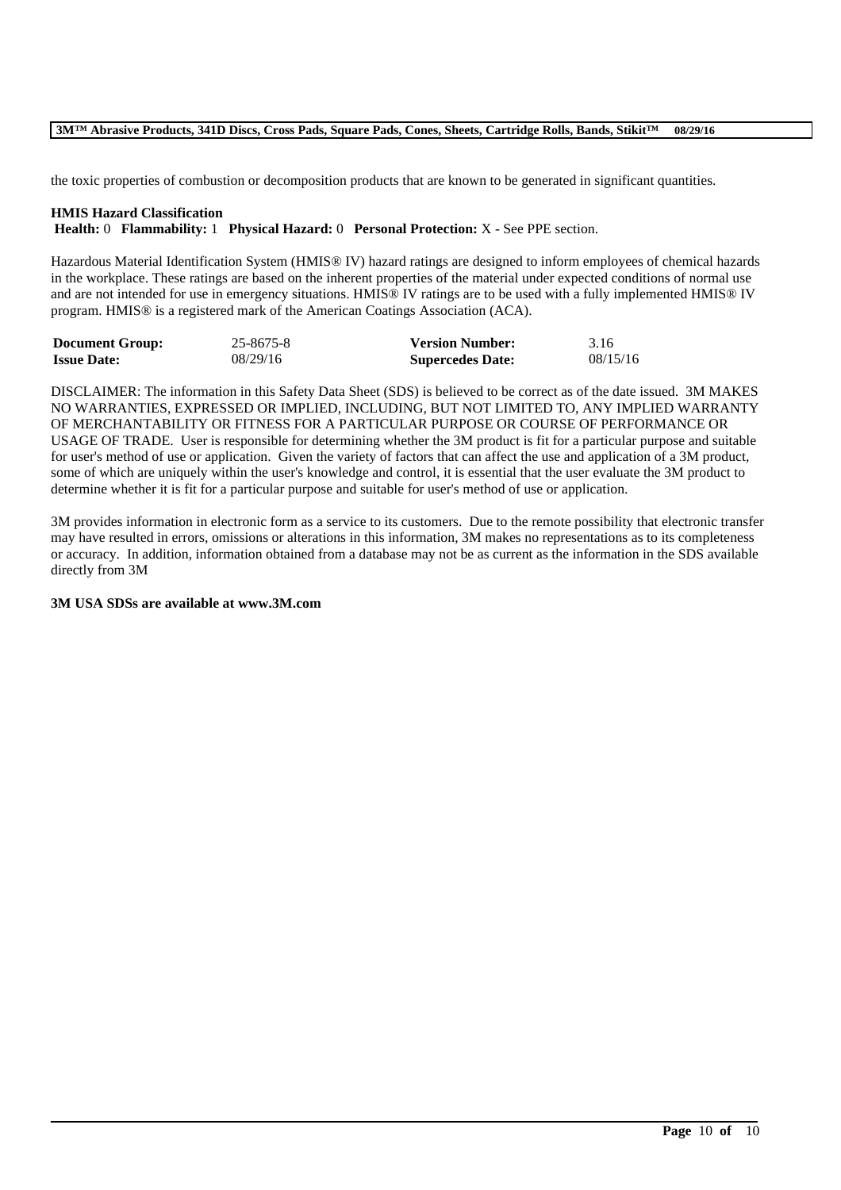the toxic properties of combustion or decomposition products that are known to be generated in significant quantities.

**HMIS Hazard Classification**

**Health:** 0 **Flammability:** 1 **Physical Hazard:** 0 **Personal Protection:** X - See PPE section.

Hazardous Material Identification System (HMIS® IV) hazard ratings are designed to inform employees of chemical hazards in the workplace. These ratings are based on the inherent properties of the material under expected conditions of normal use and are not intended for use in emergency situations. HMIS® IV ratings are to be used with a fully implemented HMIS® IV program. HMIS® is a registered mark of the American Coatings Association (ACA).

| | | | |
|---|---|---|---|
| **Document Group:** | 25-8675-8 | **Version Number:** | 3.16 |
| **Issue Date:** | 08/29/16 | **Supercedes Date:** | 08/15/16 |

DISCLAIMER: The information in this Safety Data Sheet (SDS) is believed to be correct as of the date issued. 3M MAKES NO WARRANTIES, EXPRESSED OR IMPLIED, INCLUDING, BUT NOT LIMITED TO, ANY IMPLIED WARRANTY OF MERCHANTABILITY OR FITNESS FOR A PARTICULAR PURPOSE OR COURSE OF PERFORMANCE OR USAGE OF TRADE. User is responsible for determining whether the 3M product is fit for a particular purpose and suitable for user's method of use or application. Given the variety of factors that can affect the use and application of a 3M product, some of which are uniquely within the user's knowledge and control, it is essential that the user evaluate the 3M product to determine whether it is fit for a particular purpose and suitable for user's method of use or application.

3M provides information in electronic form as a service to its customers. Due to the remote possibility that electronic transfer may have resulted in errors, omissions or alterations in this information, 3M makes no representations as to its completeness or accuracy. In addition, information obtained from a database may not be as current as the information in the SDS available directly from 3M

**3M USA SDSs are available at www.3M.com**